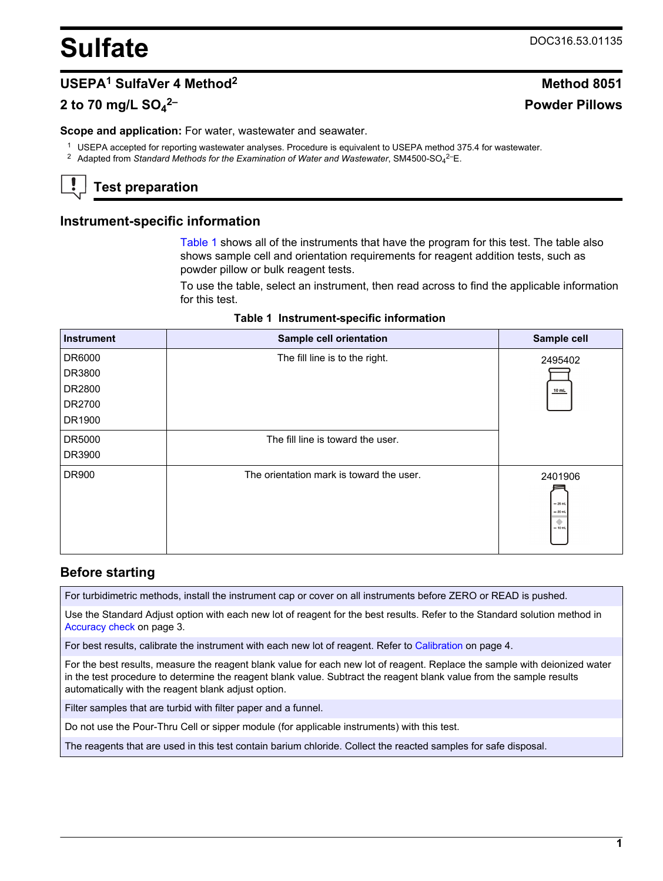# Sulfate

DOC316.53.01135

## USEPA[1] SulfaVer 4 Method[2]

**Method 8051**

**$2$ to $70$ mg/L $SO_4^{2-}$**

**Powder Pillows**

**Scope and application:** For water, wastewater and seawater.

[1] USEPA accepted for reporting wastewater analyses. Procedure is equivalent to USEPA method 375.4 for wastewater.

[2] Adapted from *Standard Methods for the Examination of Water and Wastewater*, SM4500-$SO_4^{2-}$-E.

## Test preparation

### Instrument-specific information

Table 1 shows all of the instruments that have the program for this test. The table also shows sample cell and orientation requirements for reagent addition tests, such as powder pillow or bulk reagent tests.

To use the table, select an instrument, then read across to find the applicable information for this test.

**Table 1 Instrument-specific information**

| Instrument | Sample cell orientation | Sample cell |
|---|---|---|
| DR6000<br>DR3800<br>DR2800<br>DR2700<br>DR1900 | The fill line is to the right. | 2495402 |
| DR5000<br>DR3900 | The fill line is toward the user. | |
| DR900 | The orientation mark is toward the user. | 2401906 |

### Before starting

For turbidimetric methods, install the instrument cap or cover on all instruments before ZERO or READ is pushed.

Use the Standard Adjust option with each new lot of reagent for the best results. Refer to the Standard solution method in Accuracy check on page 3.

For best results, calibrate the instrument with each new lot of reagent. Refer to Calibration on page 4.

For the best results, measure the reagent blank value for each new lot of reagent. Replace the sample with deionized water in the test procedure to determine the reagent blank value. Subtract the reagent blank value from the sample results automatically with the reagent blank adjust option.

Filter samples that are turbid with filter paper and a funnel.

Do not use the Pour-Thru Cell or sipper module (for applicable instruments) with this test.

The reagents that are used in this test contain barium chloride. Collect the reacted samples for safe disposal.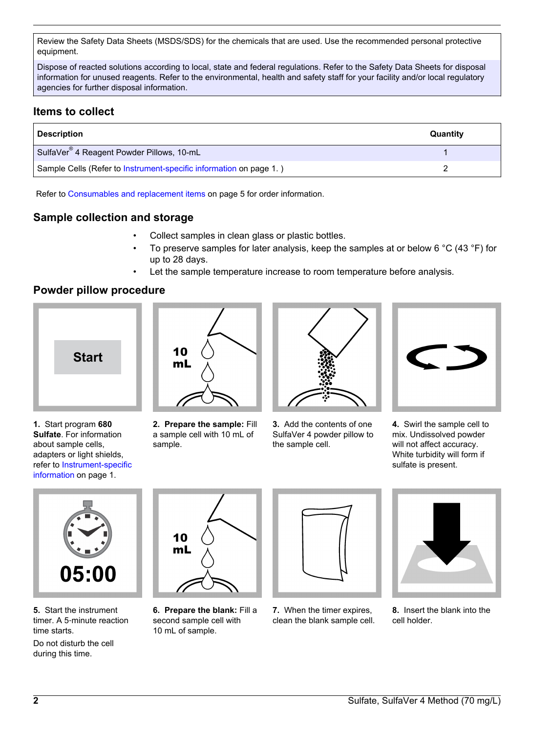Review the Safety Data Sheets (MSDS/SDS) for the chemicals that are used. Use the recommended personal protective equipment.

Dispose of reacted solutions according to local, state and federal regulations. Refer to the Safety Data Sheets for disposal information for unused reagents. Refer to the environmental, health and safety staff for your facility and/or local regulatory agencies for further disposal information.

## Items to collect

| Description | Quantity |
|---|---|
| SulfaVer® 4 Reagent Powder Pillows, 10-mL | 1 |
| Sample Cells (Refer to Instrument-specific information on page 1. ) | 2 |

Refer to Consumables and replacement items on page 5 for order information.

## Sample collection and storage

- Collect samples in clean glass or plastic bottles.
- To preserve samples for later analysis, keep the samples at or below 6 °C (43 °F) for up to 28 days.
- Let the sample temperature increase to room temperature before analysis.

## Powder pillow procedure

**1.** Start program **680 Sulfate**. For information about sample cells, adapters or light shields, refer to Instrument-specific information on page 1.

**2. Prepare the sample:** Fill a sample cell with 10 mL of sample.

**3.** Add the contents of one SulfaVer 4 powder pillow to the sample cell.

**4.** Swirl the sample cell to mix. Undissolved powder will not affect accuracy. White turbidity will form if sulfate is present.

**5.** Start the instrument timer. A 5-minute reaction time starts.

Do not disturb the cell during this time.

**6. Prepare the blank:** Fill a second sample cell with 10 mL of sample.

**7.** When the timer expires, clean the blank sample cell.

**8.** Insert the blank into the cell holder.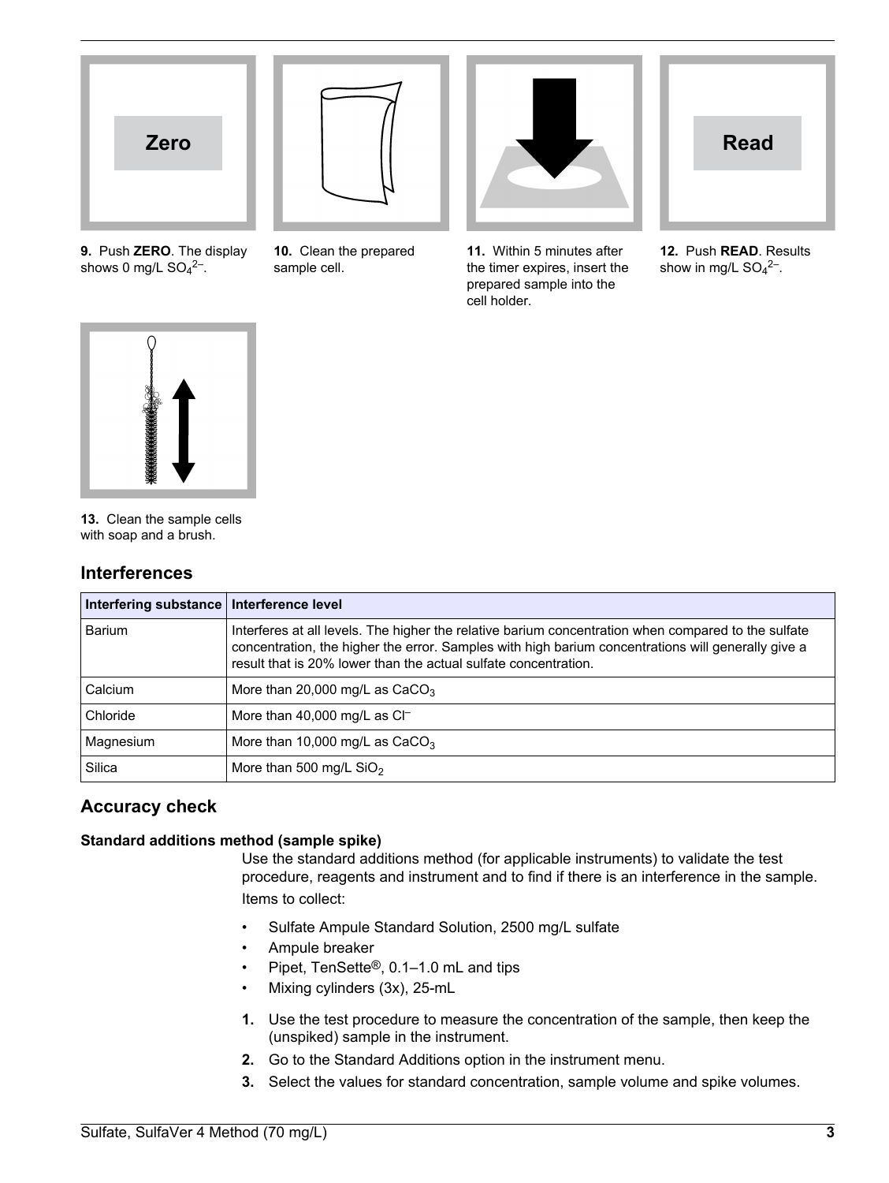**9.** Push **ZERO**. The display shows 0 mg/L $SO_4^{2-}$.

**10.** Clean the prepared sample cell.

**11.** Within 5 minutes after the timer expires, insert the prepared sample into the cell holder.

**12.** Push **READ**. Results show in mg/L $SO_4^{2-}$.

**13.** Clean the sample cells with soap and a brush.

## Interferences

| Interfering substance | Interference level |
|---|---|
| Barium | Interferes at all levels. The higher the relative barium concentration when compared to the sulfate concentration, the higher the error. Samples with high barium concentrations will generally give a result that is 20% lower than the actual sulfate concentration. |
| Calcium | More than 20,000 mg/L as $CaCO_3$ |
| Chloride | More than 40,000 mg/L as $Cl^-$ |
| Magnesium | More than 10,000 mg/L as $CaCO_3$ |
| Silica | More than 500 mg/L $SiO_2$ |

## Accuracy check

### Standard additions method (sample spike)

Use the standard additions method (for applicable instruments) to validate the test procedure, reagents and instrument and to find if there is an interference in the sample.

Items to collect:

- Sulfate Ampule Standard Solution, 2500 mg/L sulfate
- Ampule breaker
- Pipet, TenSette®, 0.1–1.0 mL and tips
- Mixing cylinders (3x), 25-mL

1. Use the test procedure to measure the concentration of the sample, then keep the (unspiked) sample in the instrument.
2. Go to the Standard Additions option in the instrument menu.
3. Select the values for standard concentration, sample volume and spike volumes.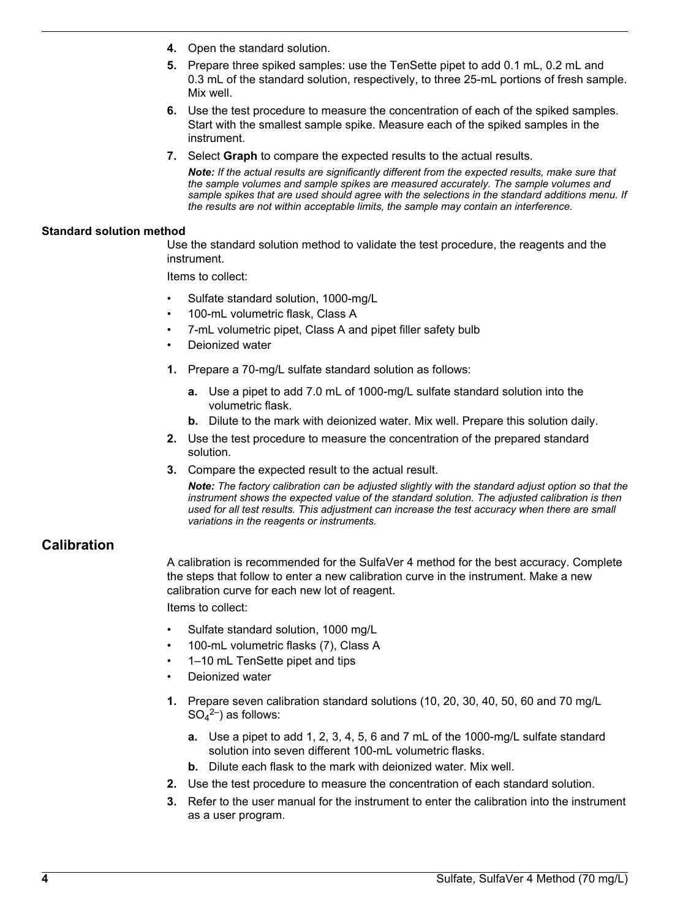4. Open the standard solution.
5. Prepare three spiked samples: use the TenSette pipet to add 0.1 mL, 0.2 mL and 0.3 mL of the standard solution, respectively, to three 25-mL portions of fresh sample. Mix well.
6. Use the test procedure to measure the concentration of each of the spiked samples. Start with the smallest sample spike. Measure each of the spiked samples in the instrument.
7. Select **Graph** to compare the expected results to the actual results.

   ***Note:** If the actual results are significantly different from the expected results, make sure that the sample volumes and sample spikes are measured accurately. The sample volumes and sample spikes that are used should agree with the selections in the standard additions menu. If the results are not within acceptable limits, the sample may contain an interference.*

#### Standard solution method

Use the standard solution method to validate the test procedure, the reagents and the instrument.

Items to collect:

- Sulfate standard solution, 1000-mg/L
- 100-mL volumetric flask, Class A
- 7-mL volumetric pipet, Class A and pipet filler safety bulb
- Deionized water

1. Prepare a 70-mg/L sulfate standard solution as follows:
   a. Use a pipet to add 7.0 mL of 1000-mg/L sulfate standard solution into the volumetric flask.
   b. Dilute to the mark with deionized water. Mix well. Prepare this solution daily.
2. Use the test procedure to measure the concentration of the prepared standard solution.
3. Compare the expected result to the actual result.

   ***Note:** The factory calibration can be adjusted slightly with the standard adjust option so that the instrument shows the expected value of the standard solution. The adjusted calibration is then used for all test results. This adjustment can increase the test accuracy when there are small variations in the reagents or instruments.*

## Calibration

A calibration is recommended for the SulfaVer 4 method for the best accuracy. Complete the steps that follow to enter a new calibration curve in the instrument. Make a new calibration curve for each new lot of reagent.

Items to collect:

- Sulfate standard solution, 1000 mg/L
- 100-mL volumetric flasks (7), Class A
- 1–10 mL TenSette pipet and tips
- Deionized water

1. Prepare seven calibration standard solutions (10, 20, 30, 40, 50, 60 and 70 mg/L $SO_4^{2-}$) as follows:
   a. Use a pipet to add 1, 2, 3, 4, 5, 6 and 7 mL of the 1000-mg/L sulfate standard solution into seven different 100-mL volumetric flasks.
   b. Dilute each flask to the mark with deionized water. Mix well.
2. Use the test procedure to measure the concentration of each standard solution.
3. Refer to the user manual for the instrument to enter the calibration into the instrument as a user program.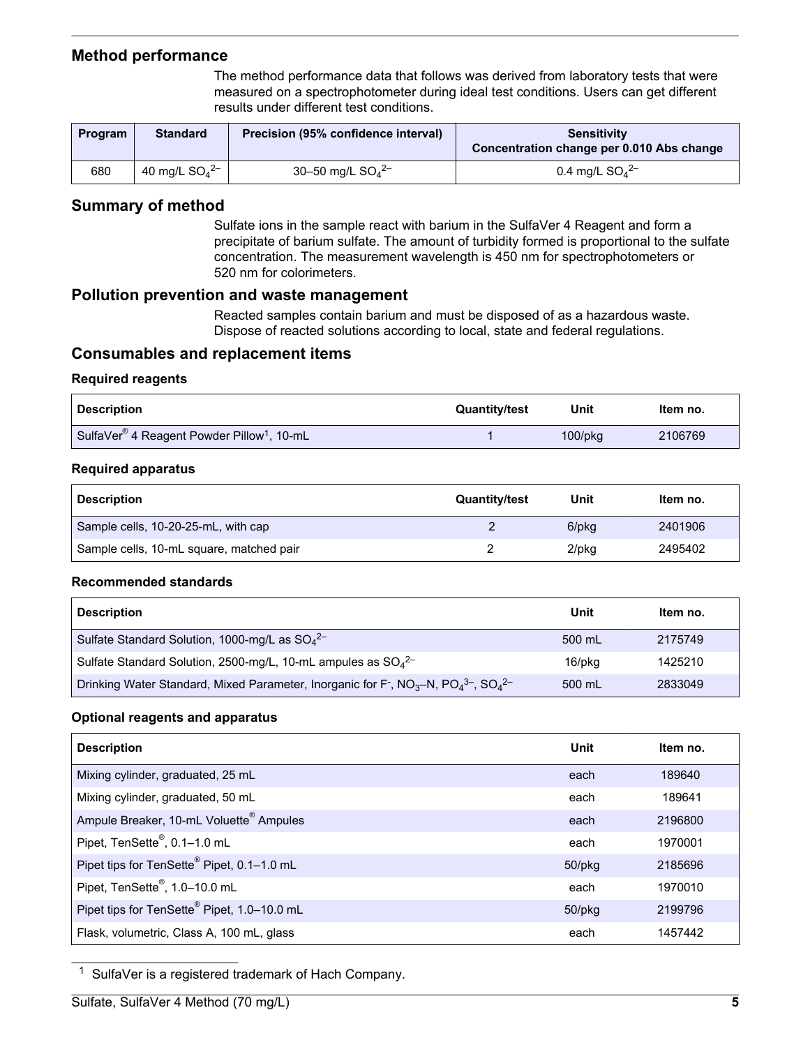## Method performance

The method performance data that follows was derived from laboratory tests that were measured on a spectrophotometer during ideal test conditions. Users can get different results under different test conditions.

| Program | Standard | Precision (95% confidence interval) | Sensitivity<br>Concentration change per 0.010 Abs change |
|---|---|---|---|
| 680 | 40 mg/L $SO_4^{2-}$ | 30–50 mg/L $SO_4^{2-}$ | 0.4 mg/L $SO_4^{2-}$ |

## Summary of method

Sulfate ions in the sample react with barium in the SulfaVer 4 Reagent and form a precipitate of barium sulfate. The amount of turbidity formed is proportional to the sulfate concentration. The measurement wavelength is 450 nm for spectrophotometers or 520 nm for colorimeters.

## Pollution prevention and waste management

Reacted samples contain barium and must be disposed of as a hazardous waste. Dispose of reacted solutions according to local, state and federal regulations.

## Consumables and replacement items

### Required reagents

| Description | Quantity/test | Unit | Item no. |
|---|---|---|---|
| SulfaVer® 4 Reagent Powder Pillow[1], 10-mL | 1 | 100/pkg | 2106769 |

### Required apparatus

| Description | Quantity/test | Unit | Item no. |
|---|---|---|---|
| Sample cells, 10-20-25-mL, with cap | 2 | 6/pkg | 2401906 |
| Sample cells, 10-mL square, matched pair | 2 | 2/pkg | 2495402 |

### Recommended standards

| Description | Unit | Item no. |
|---|---|---|
| Sulfate Standard Solution, 1000-mg/L as $SO_4^{2-}$ | 500 mL | 2175749 |
| Sulfate Standard Solution, 2500-mg/L, 10-mL ampules as $SO_4^{2-}$ | 16/pkg | 1425210 |
| Drinking Water Standard, Mixed Parameter, Inorganic for $F^-$, $NO_3$–N, $PO_4^{3-}$, $SO_4^{2-}$ | 500 mL | 2833049 |

### Optional reagents and apparatus

| Description | Unit | Item no. |
|---|---|---|
| Mixing cylinder, graduated, 25 mL | each | 189640 |
| Mixing cylinder, graduated, 50 mL | each | 189641 |
| Ampule Breaker, 10-mL Voluette® Ampules | each | 2196800 |
| Pipet, TenSette®, 0.1–1.0 mL | each | 1970001 |
| Pipet tips for TenSette® Pipet, 0.1–1.0 mL | 50/pkg | 2185696 |
| Pipet, TenSette®, 1.0–10.0 mL | each | 1970010 |
| Pipet tips for TenSette® Pipet, 1.0–10.0 mL | 50/pkg | 2199796 |
| Flask, volumetric, Class A, 100 mL, glass | each | 1457442 |

[1] SulfaVer is a registered trademark of Hach Company.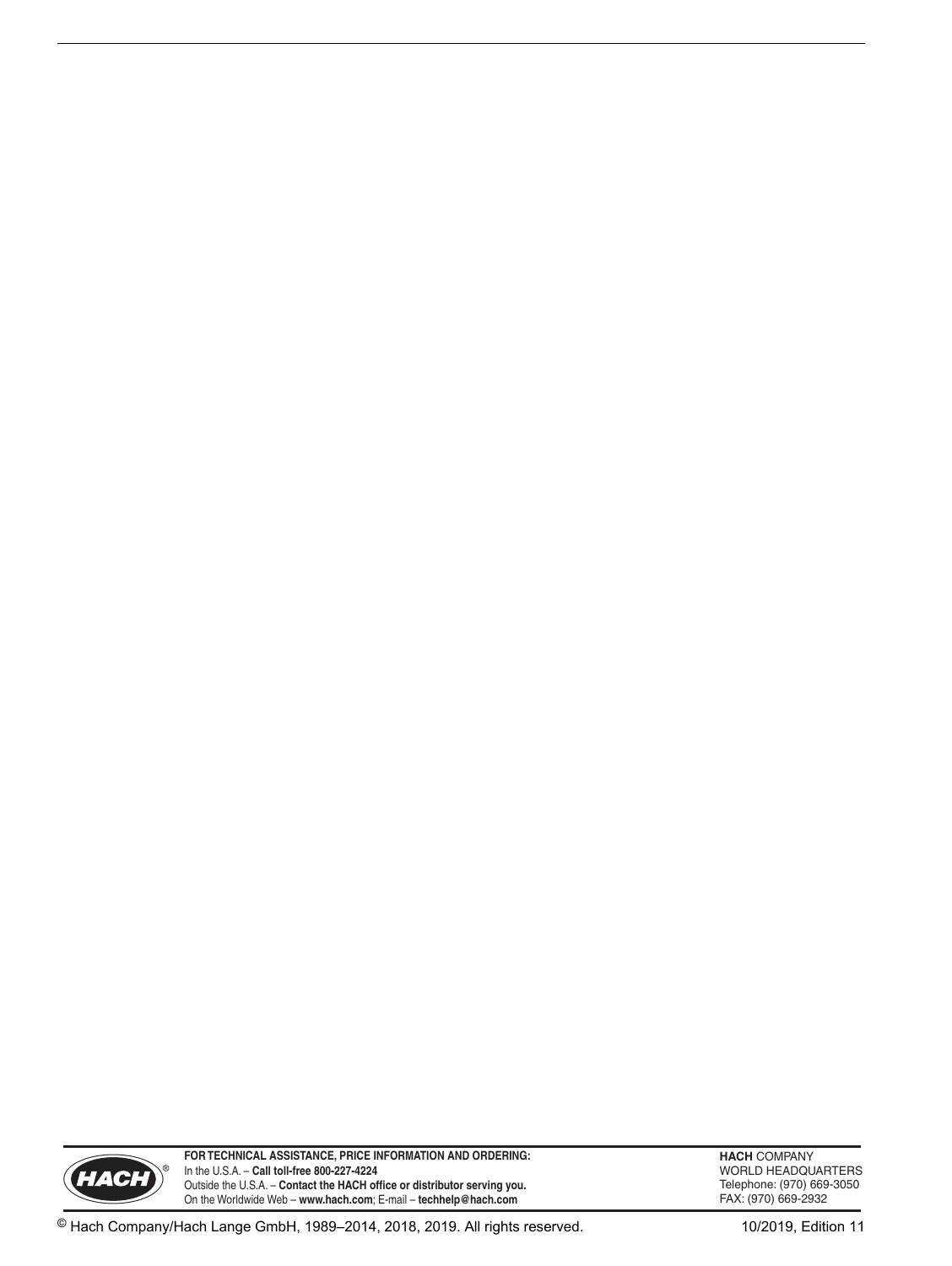**FOR TECHNICAL ASSISTANCE, PRICE INFORMATION AND ORDERING:**
In the U.S.A. – **Call toll-free 800-227-4224**
Outside the U.S.A. – **Contact the HACH office or distributor serving you.**
On the Worldwide Web – **www.hach.com**; E-mail – **techhelp@hach.com**

**HACH** COMPANY
WORLD HEADQUARTERS
Telephone: (970) 669-3050
FAX: (970) 669-2932

© Hach Company/Hach Lange GmbH, 1989–2014, 2018, 2019. All rights reserved.

10/2019, Edition 11